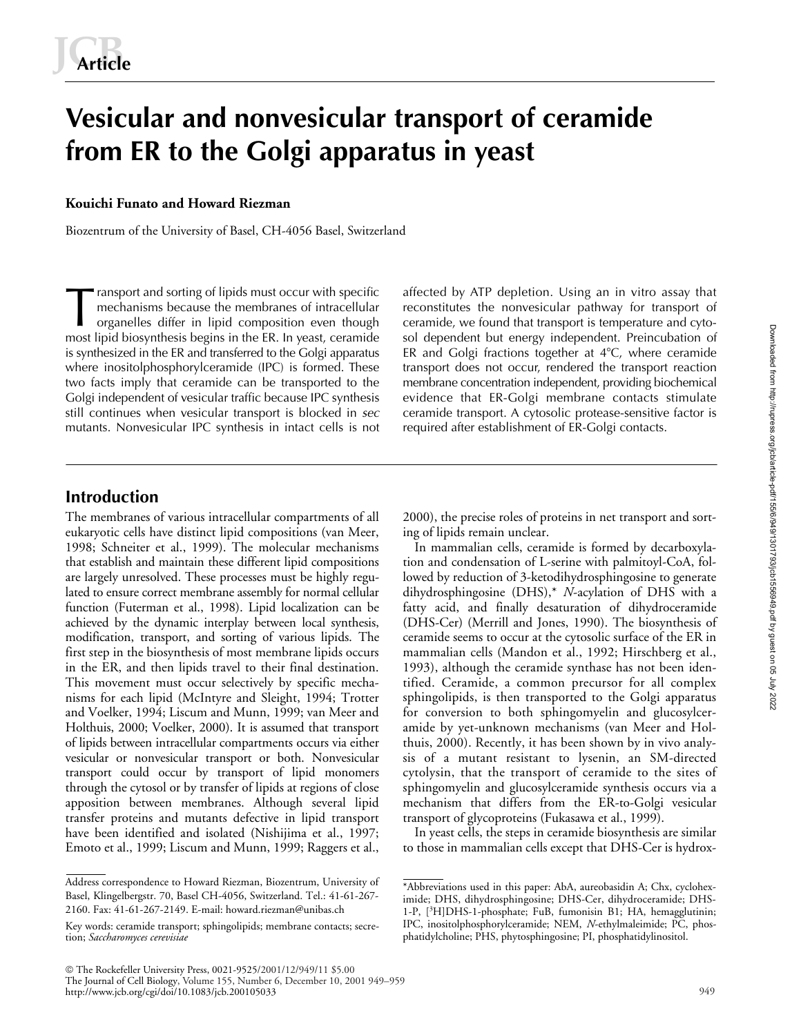**Article**

# Vesicular and nonvesicular transport of ceramide from ER to the Golgi apparatus in yeast

**Kouichi Funato and Howard Riezman**

Biozentrum of the University of Basel, CH-4056 Basel, Switzerland

Transport and sorting of lipids must occur with specific mechanisms because the membranes of intracellular organelles differ in lipid composition even though most lipid biosynthesis begins in the ER. In yeast, ceramide is synthesized in the ER and transferred to the Golgi apparatus where inositolphosphorylceramide (IPC) is formed. These two facts imply that ceramide can be transported to the Golgi independent of vesicular traffic because IPC synthesis still continues when vesicular transport is blocked in *sec* mutants. Nonvesicular IPC synthesis in intact cells is not affected by ATP depletion. Using an in vitro assay that reconstitutes the nonvesicular pathway for transport of ceramide, we found that transport is temperature and cytosol dependent but energy independent. Preincubation of ER and Golgi fractions together at 4°C, where ceramide transport does not occur, rendered the transport reaction membrane concentration independent, providing biochemical evidence that ER-Golgi membrane contacts stimulate ceramide transport. A cytosolic protease-sensitive factor is required after establishment of ER-Golgi contacts.

## Introduction

The membranes of various intracellular compartments of all eukaryotic cells have distinct lipid compositions (van Meer, 1998; Schneiter et al., 1999). The molecular mechanisms that establish and maintain these different lipid compositions are largely unresolved. These processes must be highly regulated to ensure correct membrane assembly for normal cellular function (Futerman et al., 1998). Lipid localization can be achieved by the dynamic interplay between local synthesis, modification, transport, and sorting of various lipids. The first step in the biosynthesis of most membrane lipids occurs in the ER, and then lipids travel to their final destination. This movement must occur selectively by specific mechanisms for each lipid (McIntyre and Sleight, 1994; Trotter and Voelker, 1994; Liscum and Munn, 1999; van Meer and Holthuis, 2000; Voelker, 2000). It is assumed that transport of lipids between intracellular compartments occurs via either vesicular or nonvesicular transport or both. Nonvesicular transport could occur by transport of lipid monomers through the cytosol or by transfer of lipids at regions of close apposition between membranes. Although several lipid transfer proteins and mutants defective in lipid transport have been identified and isolated (Nishijima et al., 1997; Emoto et al., 1999; Liscum and Munn, 1999; Raggers et al., 2000), the precise roles of proteins in net transport and sorting of lipids remain unclear.

In mammalian cells, ceramide is formed by decarboxylation and condensation of L-serine with palmitoyl-CoA, followed by reduction of 3-ketodihydrosphingosine to generate dihydrosphingosine (DHS),* *N*-acylation of DHS with a fatty acid, and finally desaturation of dihydroceramide (DHS-Cer) (Merrill and Jones, 1990). The biosynthesis of ceramide seems to occur at the cytosolic surface of the ER in mammalian cells (Mandon et al., 1992; Hirschberg et al., 1993), although the ceramide synthase has not been identified. Ceramide, a common precursor for all complex sphingolipids, is then transported to the Golgi apparatus for conversion to both sphingomyelin and glucosylceramide by yet-unknown mechanisms (van Meer and Holthuis, 2000). Recently, it has been shown by in vivo analysis of a mutant resistant to lysenin, an SM-directed cytolysin, that the transport of ceramide to the sites of sphingomyelin and glucosylceramide synthesis occurs via a mechanism that differs from the ER-to-Golgi vesicular transport of glycoproteins (Fukasawa et al., 1999).

In yeast cells, the steps in ceramide biosynthesis are similar to those in mammalian cells except that DHS-Cer is hydrox-

Address correspondence to Howard Riezman, Biozentrum, University of Basel, Klingelbergstr. 70, Basel CH-4056, Switzerland. Tel.: 41-61-267-2160. Fax: 41-61-267-2149. E-mail: howard.riezman@unibas.ch

Key words: ceramide transport; sphingolipids; membrane contacts; secretion; *Saccharomyces cerevisiae*

*Abbreviations used in this paper: AbA, aureobasidin A; Chx, cycloheximide; DHS, dihydrosphingosine; DHS-Cer, dihydroceramide; DHS-1-P, [$^{3}$H]DHS-1-phosphate; FuB, fumonisin B1; HA, hemagglutinin; IPC, inositolphosphorylceramide; NEM, *N*-ethylmaleimide; PC, phosphatidylcholine; PHS, phytosphingosine; PI, phosphatidylinositol.

© The Rockefeller University Press, 0021-9525/2001/12/949/11 $5.00
The Journal of Cell Biology, Volume 155, Number 6, December 10, 2001 949–959
http://www.jcb.org/cgi/doi/10.1083/jcb.200105033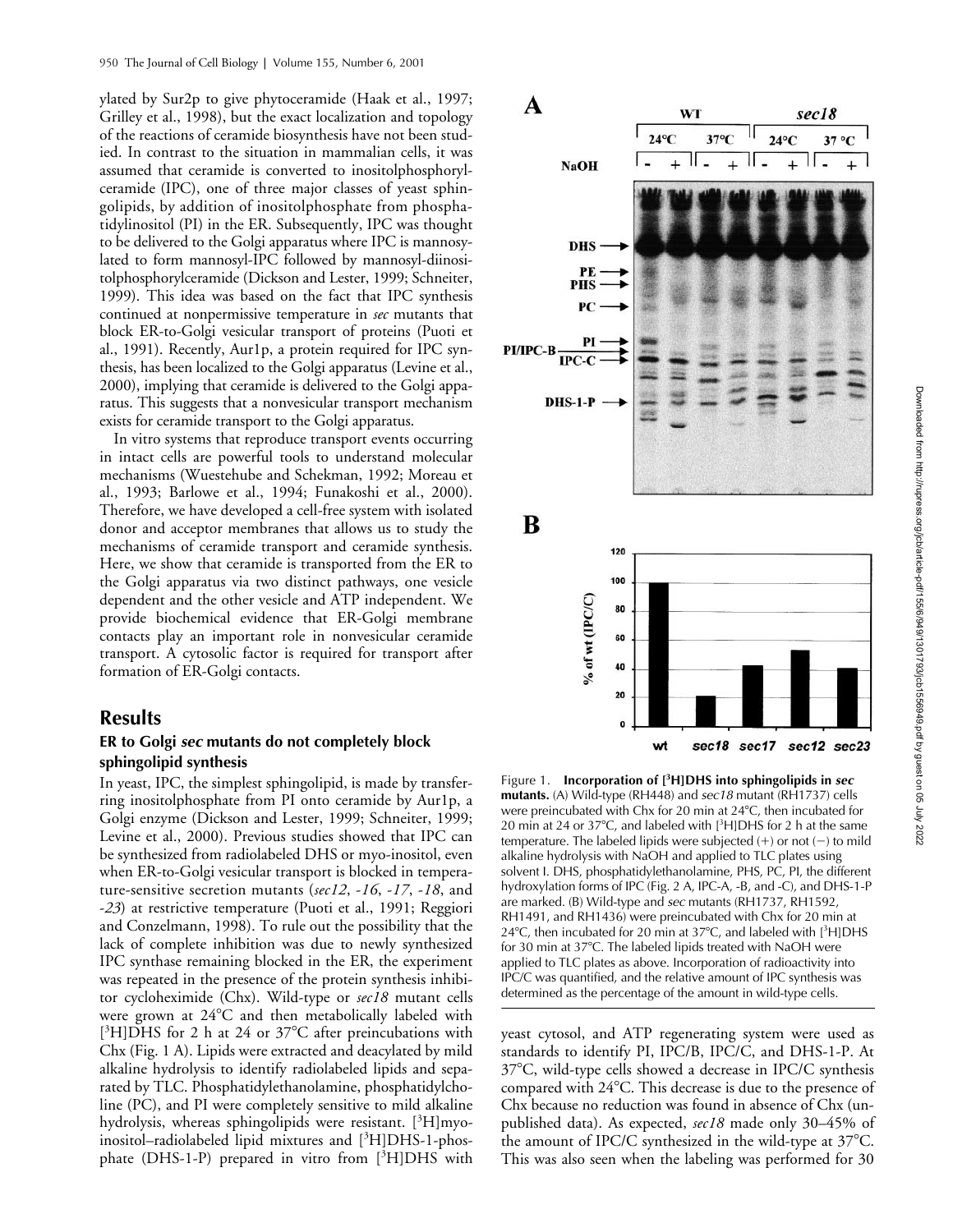ylated by Sur2p to give phytoceramide (Haak et al., 1997; Grilley et al., 1998), but the exact localization and topology of the reactions of ceramide biosynthesis have not been studied. In contrast to the situation in mammalian cells, it was assumed that ceramide is converted to inositolphosphorylceramide (IPC), one of three major classes of yeast sphingolipids, by addition of inositolphosphate from phosphatidylinositol (PI) in the ER. Subsequently, IPC was thought to be delivered to the Golgi apparatus where IPC is mannosylated to form mannosyl-IPC followed by mannosyl-diinositolphosphorylceramide (Dickson and Lester, 1999; Schneiter, 1999). This idea was based on the fact that IPC synthesis continued at nonpermissive temperature in *sec* mutants that block ER-to-Golgi vesicular transport of proteins (Puoti et al., 1991). Recently, Aur1p, a protein required for IPC synthesis, has been localized to the Golgi apparatus (Levine et al., 2000), implying that ceramide is delivered to the Golgi apparatus. This suggests that a nonvesicular transport mechanism exists for ceramide transport to the Golgi apparatus.

In vitro systems that reproduce transport events occurring in intact cells are powerful tools to understand molecular mechanisms (Wuestehube and Schekman, 1992; Moreau et al., 1993; Barlowe et al., 1994; Funakoshi et al., 2000). Therefore, we have developed a cell-free system with isolated donor and acceptor membranes that allows us to study the mechanisms of ceramide transport and ceramide synthesis. Here, we show that ceramide is transported from the ER to the Golgi apparatus via two distinct pathways, one vesicle dependent and the other vesicle and ATP independent. We provide biochemical evidence that ER-Golgi membrane contacts play an important role in nonvesicular ceramide transport. A cytosolic factor is required for transport after formation of ER-Golgi contacts.

## Results

### ER to Golgi *sec* mutants do not completely block sphingolipid synthesis

In yeast, IPC, the simplest sphingolipid, is made by transferring inositolphosphate from PI onto ceramide by Aur1p, a Golgi enzyme (Dickson and Lester, 1999; Schneiter, 1999; Levine et al., 2000). Previous studies showed that IPC can be synthesized from radiolabeled DHS or myo-inositol, even when ER-to-Golgi vesicular transport is blocked in temperature-sensitive secretion mutants (*sec12*, *-16*, *-17*, *-18*, and *-23*) at restrictive temperature (Puoti et al., 1991; Reggiori and Conzelmann, 1998). To rule out the possibility that the lack of complete inhibition was due to newly synthesized IPC synthase remaining blocked in the ER, the experiment was repeated in the presence of the protein synthesis inhibitor cycloheximide (Chx). Wild-type or *sec18* mutant cells were grown at 24°C and then metabolically labeled with [$^3$H]DHS for 2 h at 24 or 37°C after preincubations with Chx (Fig. 1 A). Lipids were extracted and deacylated by mild alkaline hydrolysis to identify radiolabeled lipids and separated by TLC. Phosphatidylethanolamine, phosphatidylcholine (PC), and PI were completely sensitive to mild alkaline hydrolysis, whereas sphingolipids were resistant. [$^3$H]myo-inositol–radiolabeled lipid mixtures and [$^3$H]DHS-1-phosphate (DHS-1-P) prepared in vitro from [$^3$H]DHS with yeast cytosol, and ATP regenerating system were used as standards to identify PI, IPC/B, IPC/C, and DHS-1-P. At 37°C, wild-type cells showed a decrease in IPC/C synthesis compared with 24°C. This decrease is due to the presence of Chx because no reduction was found in absence of Chx (unpublished data). As expected, *sec18* made only 30–45% of the amount of IPC/C synthesized in the wild-type at 37°C. This was also seen when the labeling was performed for 30

Figure 1. **Incorporation of [$^3$H]DHS into sphingolipids in *sec* mutants.** (A) Wild-type (RH448) and *sec18* mutant (RH1737) cells were preincubated with Chx for 20 min at 24°C, then incubated for 20 min at 24 or 37°C, and labeled with [$^3$H]DHS for 2 h at the same temperature. The labeled lipids were subjected (+) or not (−) to mild alkaline hydrolysis with NaOH and applied to TLC plates using solvent I. DHS, phosphatidylethanolamine, PHS, PC, PI, the different hydroxylation forms of IPC (Fig. 2 A, IPC-A, -B, and -C), and DHS-1-P are marked. (B) Wild-type and *sec* mutants (RH1737, RH1592, RH1491, and RH1436) were preincubated with Chx for 20 min at 24°C, then incubated for 20 min at 37°C, and labeled with [$^3$H]DHS for 30 min at 37°C. The labeled lipids treated with NaOH were applied to TLC plates as above. Incorporation of radioactivity into IPC/C was quantified, and the relative amount of IPC synthesis was determined as the percentage of the amount in wild-type cells.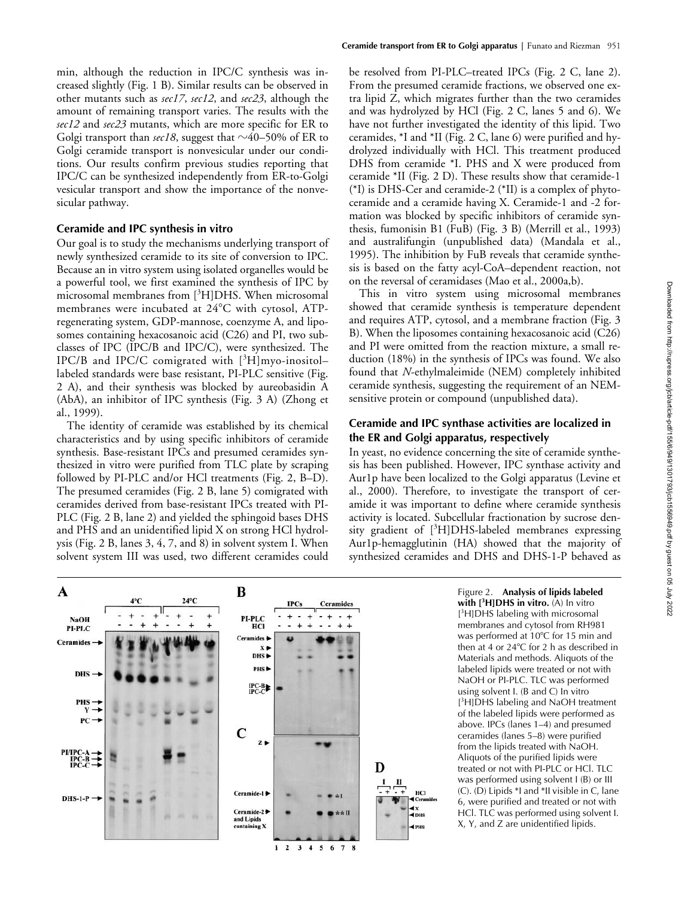min, although the reduction in IPC/C synthesis was increased slightly (Fig. 1 B). Similar results can be observed in other mutants such as *sec17*, *sec12*, and *sec23*, although the amount of remaining transport varies. The results with the *sec12* and *sec23* mutants, which are more specific for ER to Golgi transport than *sec18*, suggest that ~40–50% of ER to Golgi ceramide transport is nonvesicular under our conditions. Our results confirm previous studies reporting that IPC/C can be synthesized independently from ER-to-Golgi vesicular transport and show the importance of the nonvesicular pathway.

### Ceramide and IPC synthesis in vitro

Our goal is to study the mechanisms underlying transport of newly synthesized ceramide to its site of conversion to IPC. Because an in vitro system using isolated organelles would be a powerful tool, we first examined the synthesis of IPC by microsomal membranes from [$^{3}$H]DHS. When microsomal membranes were incubated at 24°C with cytosol, ATP-regenerating system, GDP-mannose, coenzyme A, and liposomes containing hexacosanoic acid (C26) and PI, two subclasses of IPC (IPC/B and IPC/C), were synthesized. The IPC/B and IPC/C comigrated with [$^{3}$H]myo-inositol–labeled standards were base resistant, PI-PLC sensitive (Fig. 2 A), and their synthesis was blocked by aureobasidin A (AbA), an inhibitor of IPC synthesis (Fig. 3 A) (Zhong et al., 1999).

The identity of ceramide was established by its chemical characteristics and by using specific inhibitors of ceramide synthesis. Base-resistant IPCs and presumed ceramides synthesized in vitro were purified from TLC plate by scraping followed by PI-PLC and/or HCl treatments (Fig. 2, B–D). The presumed ceramides (Fig. 2 B, lane 5) comigrated with ceramides derived from base-resistant IPCs treated with PI-PLC (Fig. 2 B, lane 2) and yielded the sphingoid bases DHS and PHS and an unidentified lipid X on strong HCl hydrolysis (Fig. 2 B, lanes 3, 4, 7, and 8) in solvent system I. When solvent system III was used, two different ceramides could be resolved from PI-PLC–treated IPCs (Fig. 2 C, lane 2). From the presumed ceramide fractions, we observed one extra lipid Z, which migrates further than the two ceramides and was hydrolyzed by HCl (Fig. 2 C, lanes 5 and 6). We have not further investigated the identity of this lipid. Two ceramides, *I and *II (Fig. 2 C, lane 6) were purified and hydrolyzed individually with HCl. This treatment produced DHS from ceramide *I. PHS and X were produced from ceramide *II (Fig. 2 D). These results show that ceramide-1 (*I) is DHS-Cer and ceramide-2 (*II) is a complex of phytoceramide and a ceramide having X. Ceramide-1 and -2 formation was blocked by specific inhibitors of ceramide synthesis, fumonisin B1 (FuB) (Fig. 3 B) (Merrill et al., 1993) and australifungin (unpublished data) (Mandala et al., 1995). The inhibition by FuB reveals that ceramide synthesis is based on the fatty acyl-CoA–dependent reaction, not on the reversal of ceramidases (Mao et al., 2000a,b).

This in vitro system using microsomal membranes showed that ceramide synthesis is temperature dependent and requires ATP, cytosol, and a membrane fraction (Fig. 3 B). When the liposomes containing hexacosanoic acid (C26) and PI were omitted from the reaction mixture, a small reduction (18%) in the synthesis of IPCs was found. We also found that *N*-ethylmaleimide (NEM) completely inhibited ceramide synthesis, suggesting the requirement of an NEM-sensitive protein or compound (unpublished data).

### Ceramide and IPC synthase activities are localized in the ER and Golgi apparatus, respectively

In yeast, no evidence concerning the site of ceramide synthesis has been published. However, IPC synthase activity and Aur1p have been localized to the Golgi apparatus (Levine et al., 2000). Therefore, to investigate the transport of ceramide it was important to define where ceramide synthesis activity is located. Subcellular fractionation by sucrose density gradient of [$^{3}$H]DHS-labeled membranes expressing Aur1p-hemagglutinin (HA) showed that the majority of synthesized ceramides and DHS and DHS-1-P behaved as

Figure 2. **Analysis of lipids labeled with [$^{3}$H]DHS in vitro.** (A) In vitro [$^{3}$H]DHS labeling with microsomal membranes and cytosol from RH981 was performed at 10°C for 15 min and then at 4 or 24°C for 2 h as described in Materials and methods. Aliquots of the labeled lipids were treated or not with NaOH or PI-PLC. TLC was performed using solvent I. (B and C) In vitro [$^{3}$H]DHS labeling and NaOH treatment of the labeled lipids were performed as above. IPCs (lanes 1–4) and presumed ceramides (lanes 5–8) were purified from the lipids treated with NaOH. Aliquots of the purified lipids were treated or not with PI-PLC or HCl. TLC was performed using solvent I (B) or III (C). (D) Lipids *I and *II visible in C, lane 6, were purified and treated or not with HCl. TLC was performed using solvent I. X, Y, and Z are unidentified lipids.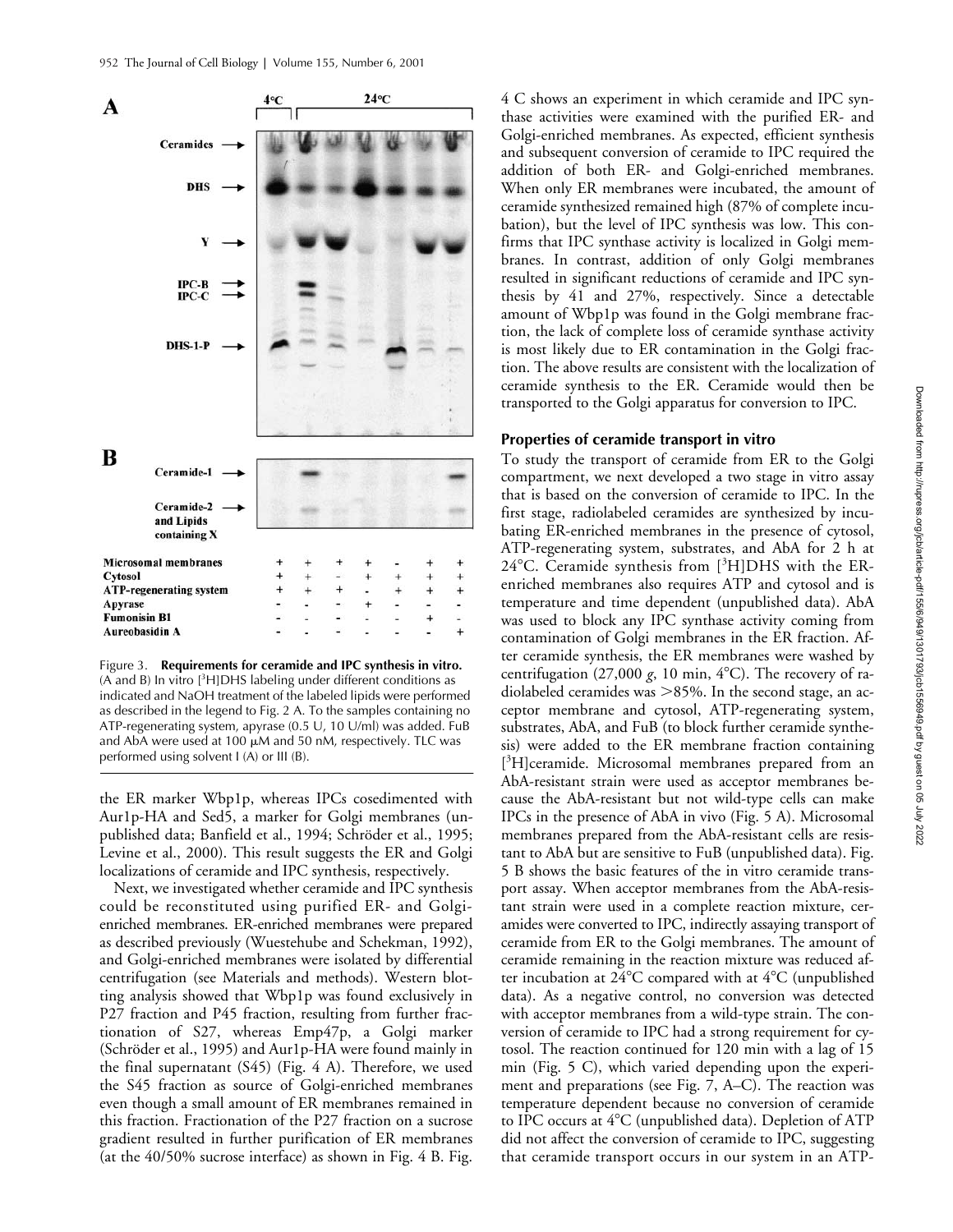**Figure 3. Requirements for ceramide and IPC synthesis in vitro.** (A and B) In vitro [$^3$H]DHS labeling under different conditions as indicated and NaOH treatment of the labeled lipids were performed as described in the legend to Fig. 2 A. To the samples containing no ATP-regenerating system, apyrase (0.5 U, 10 U/ml) was added. FuB and AbA were used at 100 μM and 50 nM, respectively. TLC was performed using solvent I (A) or III (B).

| | | | | | | | |
|---|---|---|---|---|---|---|---|
| Microsomal membranes | + | + | + | + | - | + | + |
| Cytosol | + | + | - | + | + | + | + |
| ATP-regenerating system | + | + | + | - | + | + | + |
| Apyrase | - | - | - | + | - | - | - |
| Fumonisin B1 | - | - | - | - | - | + | - |
| Aureobasidin A | - | - | - | - | - | - | + |

the ER marker Wbp1p, whereas IPCs cosedimented with Aur1p-HA and Sed5, a marker for Golgi membranes (unpublished data; Banfield et al., 1994; Schröder et al., 1995; Levine et al., 2000). This result suggests the ER and Golgi localizations of ceramide and IPC synthesis, respectively.

Next, we investigated whether ceramide and IPC synthesis could be reconstituted using purified ER- and Golgi-enriched membranes. ER-enriched membranes were prepared as described previously (Wuestehube and Schekman, 1992), and Golgi-enriched membranes were isolated by differential centrifugation (see Materials and methods). Western blotting analysis showed that Wbp1p was found exclusively in P27 fraction and P45 fraction, resulting from further fractionation of S27, whereas Emp47p, a Golgi marker (Schröder et al., 1995) and Aur1p-HA were found mainly in the final supernatant (S45) (Fig. 4 A). Therefore, we used the S45 fraction as source of Golgi-enriched membranes even though a small amount of ER membranes remained in this fraction. Fractionation of the P27 fraction on a sucrose gradient resulted in further purification of ER membranes (at the 40/50% sucrose interface) as shown in Fig. 4 B. Fig. 4 C shows an experiment in which ceramide and IPC synthase activities were examined with the purified ER- and Golgi-enriched membranes. As expected, efficient synthesis and subsequent conversion of ceramide to IPC required the addition of both ER- and Golgi-enriched membranes. When only ER membranes were incubated, the amount of ceramide synthesized remained high (87% of complete incubation), but the level of IPC synthesis was low. This confirms that IPC synthase activity is localized in Golgi membranes. In contrast, addition of only Golgi membranes resulted in significant reductions of ceramide and IPC synthesis by 41 and 27%, respectively. Since a detectable amount of Wbp1p was found in the Golgi membrane fraction, the lack of complete loss of ceramide synthase activity is most likely due to ER contamination in the Golgi fraction. The above results are consistent with the localization of ceramide synthesis to the ER. Ceramide would then be transported to the Golgi apparatus for conversion to IPC.

### Properties of ceramide transport in vitro

To study the transport of ceramide from ER to the Golgi compartment, we next developed a two stage in vitro assay that is based on the conversion of ceramide to IPC. In the first stage, radiolabeled ceramides are synthesized by incubating ER-enriched membranes in the presence of cytosol, ATP-regenerating system, substrates, and AbA for 2 h at 24°C. Ceramide synthesis from [$^3$H]DHS with the ER-enriched membranes also requires ATP and cytosol and is temperature and time dependent (unpublished data). AbA was used to block any IPC synthase activity coming from contamination of Golgi membranes in the ER fraction. After ceramide synthesis, the ER membranes were washed by centrifugation (27,000 *g*, 10 min, 4°C). The recovery of radiolabeled ceramides was >85%. In the second stage, an acceptor membrane and cytosol, ATP-regenerating system, substrates, AbA, and FuB (to block further ceramide synthesis) were added to the ER membrane fraction containing [$^3$H]ceramide. Microsomal membranes prepared from an AbA-resistant strain were used as acceptor membranes because the AbA-resistant but not wild-type cells can make IPCs in the presence of AbA in vivo (Fig. 5 A). Microsomal membranes prepared from the AbA-resistant cells are resistant to AbA but are sensitive to FuB (unpublished data). Fig. 5 B shows the basic features of the in vitro ceramide transport assay. When acceptor membranes from the AbA-resistant strain were used in a complete reaction mixture, ceramides were converted to IPC, indirectly assaying transport of ceramide from ER to the Golgi membranes. The amount of ceramide remaining in the reaction mixture was reduced after incubation at 24°C compared with at 4°C (unpublished data). As a negative control, no conversion was detected with acceptor membranes from a wild-type strain. The conversion of ceramide to IPC had a strong requirement for cytosol. The reaction continued for 120 min with a lag of 15 min (Fig. 5 C), which varied depending upon the experiment and preparations (see Fig. 7, A–C). The reaction was temperature dependent because no conversion of ceramide to IPC occurs at 4°C (unpublished data). Depletion of ATP did not affect the conversion of ceramide to IPC, suggesting that ceramide transport occurs in our system in an ATP-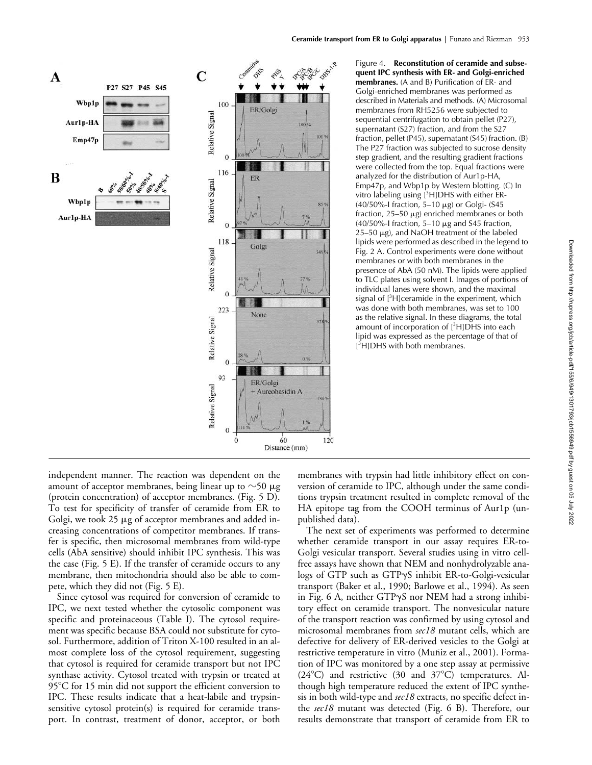Figure 4. **Reconstitution of ceramide and subsequent IPC synthesis with ER- and Golgi-enriched membranes.** (A and B) Purification of ER- and Golgi-enriched membranes was performed as described in Materials and methods. (A) Microsomal membranes from RH5256 were subjected to sequential centrifugation to obtain pellet (P27), supernatant (S27) fraction, and from the S27 fraction, pellet (P45), supernatant (S45) fraction. (B) The P27 fraction was subjected to sucrose density step gradient, and the resulting gradient fractions were collected from the top. Equal fractions were analyzed for the distribution of Aur1p-HA, Emp47p, and Wbp1p by Western blotting. (C) In vitro labeling using [$^3$H]DHS with either ER- (40/50%-I fraction, 5–10 μg) or Golgi- (S45 fraction, 25–50 μg) enriched membranes or both (40/50%-I fraction, 5–10 μg and S45 fraction, 25–50 μg), and NaOH treatment of the labeled lipids were performed as described in the legend to Fig. 2 A. Control experiments were done without membranes or with both membranes in the presence of AbA (50 nM). The lipids were applied to TLC plates using solvent I. Images of portions of individual lanes were shown, and the maximal signal of [$^3$H]ceramide in the experiment, which was done with both membranes, was set to 100 as the relative signal. In these diagrams, the total amount of incorporation of [$^3$H]DHS into each lipid was expressed as the percentage of that of [$^3$H]DHS with both membranes.

independent manner. The reaction was dependent on the amount of acceptor membranes, being linear up to ~50 μg (protein concentration) of acceptor membranes. (Fig. 5 D). To test for specificity of transfer of ceramide from ER to Golgi, we took 25 μg of acceptor membranes and added increasing concentrations of competitor membranes. If transfer is specific, then microsomal membranes from wild-type cells (AbA sensitive) should inhibit IPC synthesis. This was the case (Fig. 5 E). If the transfer of ceramide occurs to any membrane, then mitochondria should also be able to compete, which they did not (Fig. 5 E).

Since cytosol was required for conversion of ceramide to IPC, we next tested whether the cytosolic component was specific and proteinaceous (Table I). The cytosol requirement was specific because BSA could not substitute for cytosol. Furthermore, addition of Triton X-100 resulted in an almost complete loss of the cytosol requirement, suggesting that cytosol is required for ceramide transport but not IPC synthase activity. Cytosol treated with trypsin or treated at 95°C for 15 min did not support the efficient conversion to IPC. These results indicate that a heat-labile and trypsin-sensitive cytosol protein(s) is required for ceramide transport. In contrast, treatment of donor, acceptor, or both membranes with trypsin had little inhibitory effect on conversion of ceramide to IPC, although under the same conditions trypsin treatment resulted in complete removal of the HA epitope tag from the COOH terminus of Aur1p (unpublished data).

The next set of experiments was performed to determine whether ceramide transport in our assay requires ER-to-Golgi vesicular transport. Several studies using in vitro cell-free assays have shown that NEM and nonhydrolyzable analogs of GTP such as GTPγS inhibit ER-to-Golgi-vesicular transport (Baker et al., 1990; Barlowe et al., 1994). As seen in Fig. 6 A, neither GTPγS nor NEM had a strong inhibitory effect on ceramide transport. The nonvesicular nature of the transport reaction was confirmed by using cytosol and microsomal membranes from *sec18* mutant cells, which are defective for delivery of ER-derived vesicles to the Golgi at restrictive temperature in vitro (Muñiz et al., 2001). Formation of IPC was monitored by a one step assay at permissive (24°C) and restrictive (30 and 37°C) temperatures. Although high temperature reduced the extent of IPC synthesis in both wild-type and *sec18* extracts, no specific defect in the *sec18* mutant was detected (Fig. 6 B). Therefore, our results demonstrate that transport of ceramide from ER to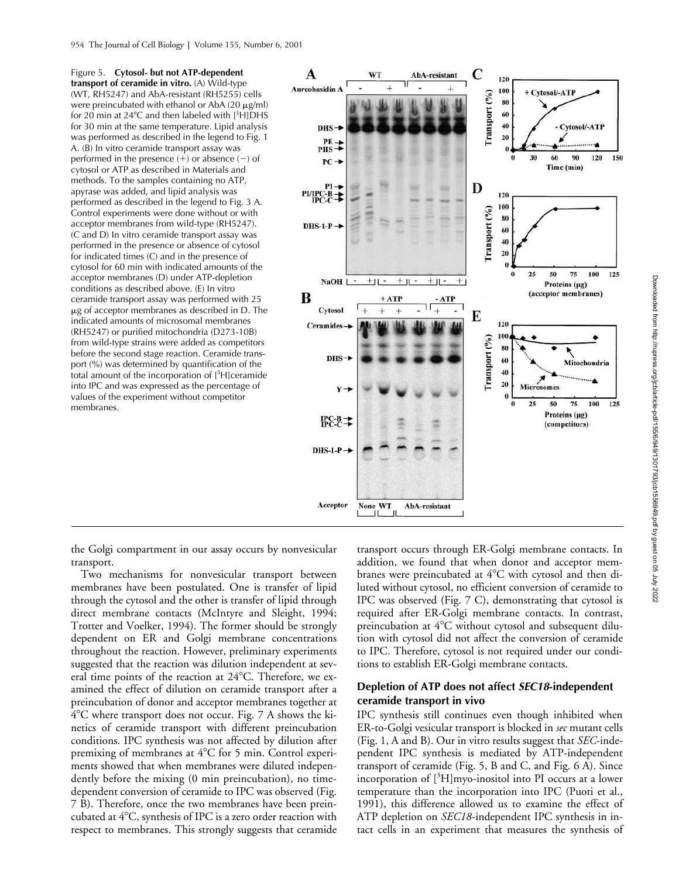Figure 5. **Cytosol- but not ATP-dependent transport of ceramide in vitro.** (A) Wild-type (WT, RH5247) and AbA-resistant (RH5255) cells were preincubated with ethanol or AbA (20 μg/ml) for 20 min at 24°C and then labeled with [$^3$H]DHS for 30 min at the same temperature. Lipid analysis was performed as described in the legend to Fig. 1 A. (B) In vitro ceramide transport assay was performed in the presence (+) or absence (−) of cytosol or ATP as described in Materials and methods. To the samples containing no ATP, apyrase was added, and lipid analysis was performed as described in the legend to Fig. 3 A. Control experiments were done without or with acceptor membranes from wild-type (RH5247). (C and D) In vitro ceramide transport assay was performed in the presence or absence of cytosol for indicated times (C) and in the presence of cytosol for 60 min with indicated amounts of the acceptor membranes (D) under ATP-depletion conditions as described above. (E) In vitro ceramide transport assay was performed with 25 μg of acceptor membranes as described in D. The indicated amounts of microsomal membranes (RH5247) or purified mitochondria (D273-10B) from wild-type strains were added as competitors before the second stage reaction. Ceramide transport (%) was determined by quantification of the total amount of the incorporation of [$^3$H]ceramide into IPC and was expressed as the percentage of values of the experiment without competitor membranes.

the Golgi compartment in our assay occurs by nonvesicular transport.

Two mechanisms for nonvesicular transport between membranes have been postulated. One is transfer of lipid through the cytosol and the other is transfer of lipid through direct membrane contacts (McIntyre and Sleight, 1994; Trotter and Voelker, 1994). The former should be strongly dependent on ER and Golgi membrane concentrations throughout the reaction. However, preliminary experiments suggested that the reaction was dilution independent at several time points of the reaction at 24°C. Therefore, we examined the effect of dilution on ceramide transport after a preincubation of donor and acceptor membranes together at 4°C where transport does not occur. Fig. 7 A shows the kinetics of ceramide transport with different preincubation conditions. IPC synthesis was not affected by dilution after premixing of membranes at 4°C for 5 min. Control experiments showed that when membranes were diluted independently before the mixing (0 min preincubation), no time-dependent conversion of ceramide to IPC was observed (Fig. 7 B). Therefore, once the two membranes have been preincubated at 4°C, synthesis of IPC is a zero order reaction with respect to membranes. This strongly suggests that ceramide transport occurs through ER-Golgi membrane contacts. In addition, we found that when donor and acceptor membranes were preincubated at 4°C with cytosol and then diluted without cytosol, no efficient conversion of ceramide to IPC was observed (Fig. 7 C), demonstrating that cytosol is required after ER-Golgi membrane contacts. In contrast, preincubation at 4°C without cytosol and subsequent dilution with cytosol did not affect the conversion of ceramide to IPC. Therefore, cytosol is not required under our conditions to establish ER-Golgi membrane contacts.

## Depletion of ATP does not affect *SEC18*-independent ceramide transport in vivo

IPC synthesis still continues even though inhibited when ER-to-Golgi vesicular transport is blocked in *sec* mutant cells (Fig. 1, A and B). Our in vitro results suggest that *SEC*-independent IPC synthesis is mediated by ATP-independent transport of ceramide (Fig. 5, B and C, and Fig. 6 A). Since incorporation of [$^3$H]myo-inositol into PI occurs at a lower temperature than the incorporation into IPC (Puoti et al., 1991), this difference allowed us to examine the effect of ATP depletion on *SEC18*-independent IPC synthesis in intact cells in an experiment that measures the synthesis of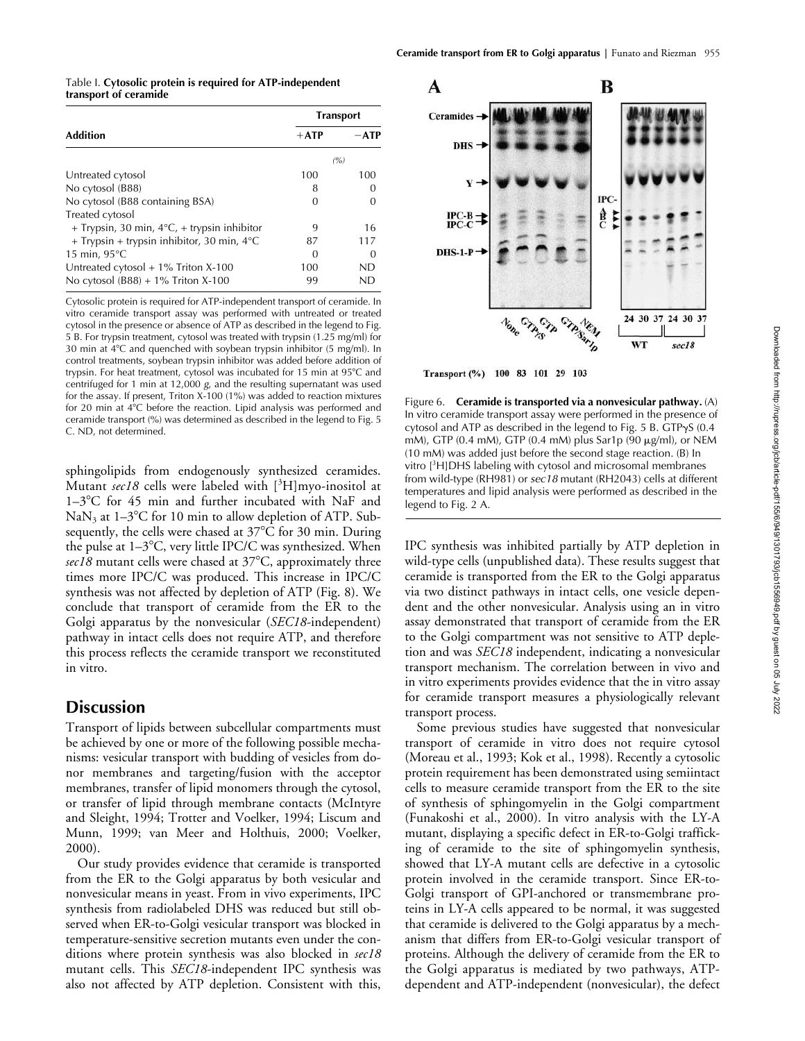Table I. **Cytosolic protein is required for ATP-independent transport of ceramide**

| Addition | Transport | |
|---|---|---|
| | +ATP | −ATP |
| | (%) | |
| Untreated cytosol | 100 | 100 |
| No cytosol (B88) | 8 | 0 |
| No cytosol (B88 containing BSA) | 0 | 0 |
| Treated cytosol | | |
| + Trypsin, 30 min, 4°C, + trypsin inhibitor | 9 | 16 |
| + Trypsin + trypsin inhibitor, 30 min, 4°C | 87 | 117 |
| 15 min, 95°C | 0 | 0 |
| Untreated cytosol + 1% Triton X-100 | 100 | ND |
| No cytosol (B88) + 1% Triton X-100 | 99 | ND |

Cytosolic protein is required for ATP-independent transport of ceramide. In vitro ceramide transport assay was performed with untreated or treated cytosol in the presence or absence of ATP as described in the legend to Fig. 5 B. For trypsin treatment, cytosol was treated with trypsin (1.25 mg/ml) for 30 min at 4°C and quenched with soybean trypsin inhibitor (5 mg/ml). In control treatments, soybean trypsin inhibitor was added before addition of trypsin. For heat treatment, cytosol was incubated for 15 min at 95°C and centrifuged for 1 min at 12,000 *g*, and the resulting supernatant was used for the assay. If present, Triton X-100 (1%) was added to reaction mixtures for 20 min at 4°C before the reaction. Lipid analysis was performed and ceramide transport (%) was determined as described in the legend to Fig. 5 C. ND, not determined.

Transport (%) 100 83 101 29 103

Figure 6. **Ceramide is transported via a nonvesicular pathway.** (A) In vitro ceramide transport assay were performed in the presence of cytosol and ATP as described in the legend to Fig. 5 B. GTPγS (0.4 mM), GTP (0.4 mM), GTP (0.4 mM) plus Sar1p (90 μg/ml), or NEM (10 mM) was added just before the second stage reaction. (B) In vitro [³H]DHS labeling with cytosol and microsomal membranes from wild-type (RH981) or *sec18* mutant (RH2043) cells at different temperatures and lipid analysis were performed as described in the legend to Fig. 2 A.

sphingolipids from endogenously synthesized ceramides. Mutant *sec18* cells were labeled with [³H]myo-inositol at 1–3°C for 45 min and further incubated with NaF and $NaN_3$ at 1–3°C for 10 min to allow depletion of ATP. Subsequently, the cells were chased at 37°C for 30 min. During the pulse at 1–3°C, very little IPC/C was synthesized. When *sec18* mutant cells were chased at 37°C, approximately three times more IPC/C was produced. This increase in IPC/C synthesis was not affected by depletion of ATP (Fig. 8). We conclude that transport of ceramide from the ER to the Golgi apparatus by the nonvesicular (*SEC18*-independent) pathway in intact cells does not require ATP, and therefore this process reflects the ceramide transport we reconstituted in vitro.

## Discussion

Transport of lipids between subcellular compartments must be achieved by one or more of the following possible mechanisms: vesicular transport with budding of vesicles from donor membranes and targeting/fusion with the acceptor membranes, transfer of lipid monomers through the cytosol, or transfer of lipid through membrane contacts (McIntyre and Sleight, 1994; Trotter and Voelker, 1994; Liscum and Munn, 1999; van Meer and Holthuis, 2000; Voelker, 2000).

Our study provides evidence that ceramide is transported from the ER to the Golgi apparatus by both vesicular and nonvesicular means in yeast. From in vivo experiments, IPC synthesis from radiolabeled DHS was reduced but still observed when ER-to-Golgi vesicular transport was blocked in temperature-sensitive secretion mutants even under the conditions where protein synthesis was also blocked in *sec18* mutant cells. This *SEC18*-independent IPC synthesis was also not affected by ATP depletion. Consistent with this, IPC synthesis was inhibited partially by ATP depletion in wild-type cells (unpublished data). These results suggest that ceramide is transported from the ER to the Golgi apparatus via two distinct pathways in intact cells, one vesicle dependent and the other nonvesicular. Analysis using an in vitro assay demonstrated that transport of ceramide from the ER to the Golgi compartment was not sensitive to ATP depletion and was *SEC18* independent, indicating a nonvesicular transport mechanism. The correlation between in vivo and in vitro experiments provides evidence that the in vitro assay for ceramide transport measures a physiologically relevant transport process.

Some previous studies have suggested that nonvesicular transport of ceramide in vitro does not require cytosol (Moreau et al., 1993; Kok et al., 1998). Recently a cytosolic protein requirement has been demonstrated using semiintact cells to measure ceramide transport from the ER to the site of synthesis of sphingomyelin in the Golgi compartment (Funakoshi et al., 2000). In vitro analysis with the LY-A mutant, displaying a specific defect in ER-to-Golgi trafficking of ceramide to the site of sphingomyelin synthesis, showed that LY-A mutant cells are defective in a cytosolic protein involved in the ceramide transport. Since ER-to-Golgi transport of GPI-anchored or transmembrane proteins in LY-A cells appeared to be normal, it was suggested that ceramide is delivered to the Golgi apparatus by a mechanism that differs from ER-to-Golgi vesicular transport of proteins. Although the delivery of ceramide from the ER to the Golgi apparatus is mediated by two pathways, ATP-dependent and ATP-independent (nonvesicular), the defect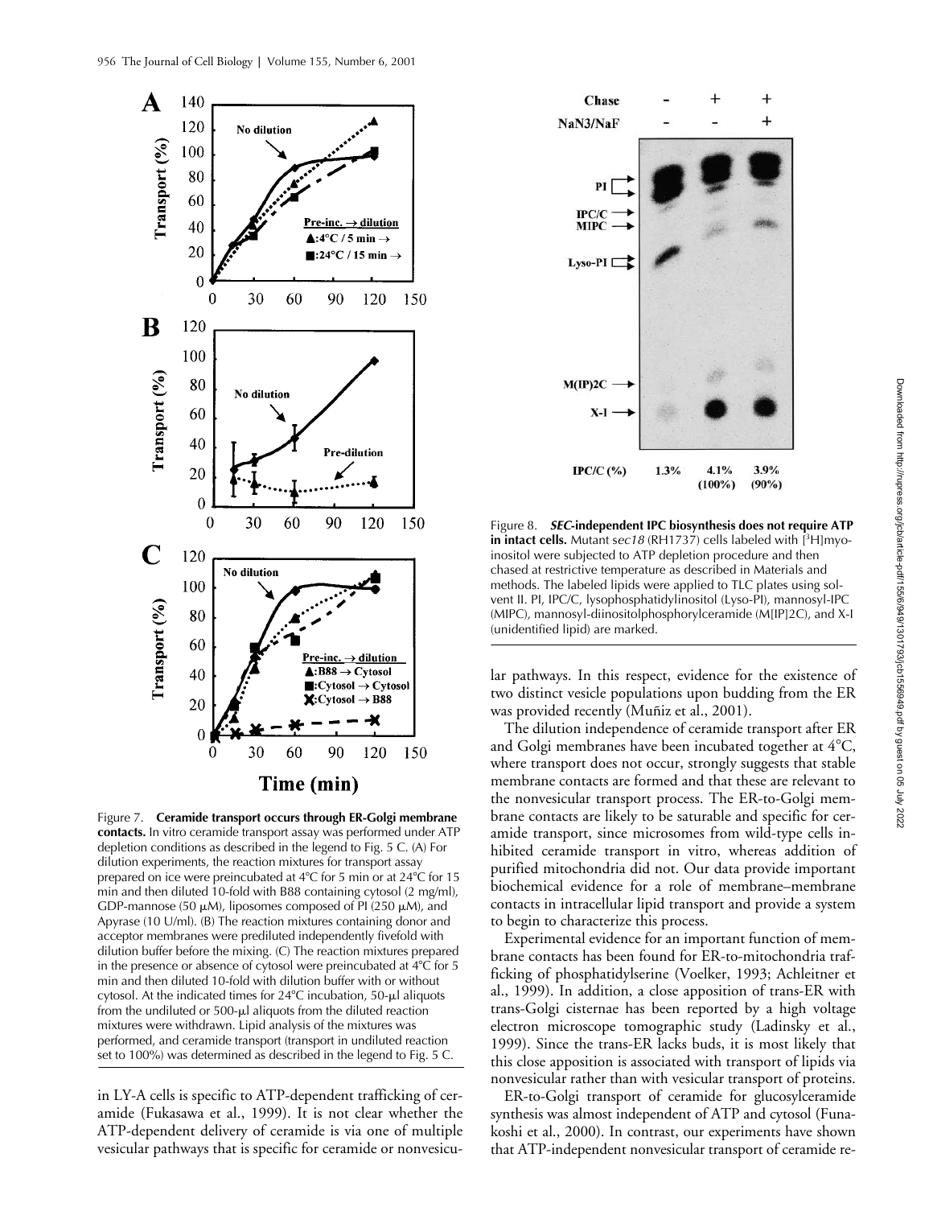Figure 7. **Ceramide transport occurs through ER-Golgi membrane contacts.** In vitro ceramide transport assay was performed under ATP depletion conditions as described in the legend to Fig. 5 C. (A) For dilution experiments, the reaction mixtures for transport assay prepared on ice were preincubated at 4°C for 5 min or at 24°C for 15 min and then diluted 10-fold with B88 containing cytosol (2 mg/ml), GDP-mannose (50 μM), liposomes composed of PI (250 μM), and Apyrase (10 U/ml). (B) The reaction mixtures containing donor and acceptor membranes were prediluted independently fivefold with dilution buffer before the mixing. (C) The reaction mixtures prepared in the presence or absence of cytosol were preincubated at 4°C for 5 min and then diluted 10-fold with dilution buffer with or without cytosol. At the indicated times for 24°C incubation, 50-μl aliquots from the undiluted or 500-μl aliquots from the diluted reaction mixtures were withdrawn. Lipid analysis of the mixtures was performed, and ceramide transport (transport in undiluted reaction set to 100%) was determined as described in the legend to Fig. 5 C.

Figure 8. ***SEC*-independent IPC biosynthesis does not require ATP in intact cells.** Mutant *sec18* (RH1737) cells labeled with [$^3$H]myo-inositol were subjected to ATP depletion procedure and then chased at restrictive temperature as described in Materials and methods. The labeled lipids were applied to TLC plates using solvent II. PI, IPC/C, lysophosphatidylinositol (Lyso-PI), mannosyl-IPC (MIPC), mannosyl-diinositolphosphorylceramide (M[IP]2C), and X-I (unidentified lipid) are marked.

in LY-A cells is specific to ATP-dependent trafficking of ceramide (Fukasawa et al., 1999). It is not clear whether the ATP-dependent delivery of ceramide is via one of multiple vesicular pathways that is specific for ceramide or nonvesicular pathways. In this respect, evidence for the existence of two distinct vesicle populations upon budding from the ER was provided recently (Muñiz et al., 2001).

The dilution independence of ceramide transport after ER and Golgi membranes have been incubated together at 4°C, where transport does not occur, strongly suggests that stable membrane contacts are formed and that these are relevant to the nonvesicular transport process. The ER-to-Golgi membrane contacts are likely to be saturable and specific for ceramide transport, since microsomes from wild-type cells inhibited ceramide transport in vitro, whereas addition of purified mitochondria did not. Our data provide important biochemical evidence for a role of membrane–membrane contacts in intracellular lipid transport and provide a system to begin to characterize this process.

Experimental evidence for an important function of membrane contacts has been found for ER-to-mitochondria trafficking of phosphatidylserine (Voelker, 1993; Achleitner et al., 1999). In addition, a close apposition of trans-ER with trans-Golgi cisternae has been reported by a high voltage electron microscope tomographic study (Ladinsky et al., 1999). Since the trans-ER lacks buds, it is most likely that this close apposition is associated with transport of lipids via nonvesicular rather than with vesicular transport of proteins.

ER-to-Golgi transport of ceramide for glucosylceramide synthesis was almost independent of ATP and cytosol (Funakoshi et al., 2000). In contrast, our experiments have shown that ATP-independent nonvesicular transport of ceramide re-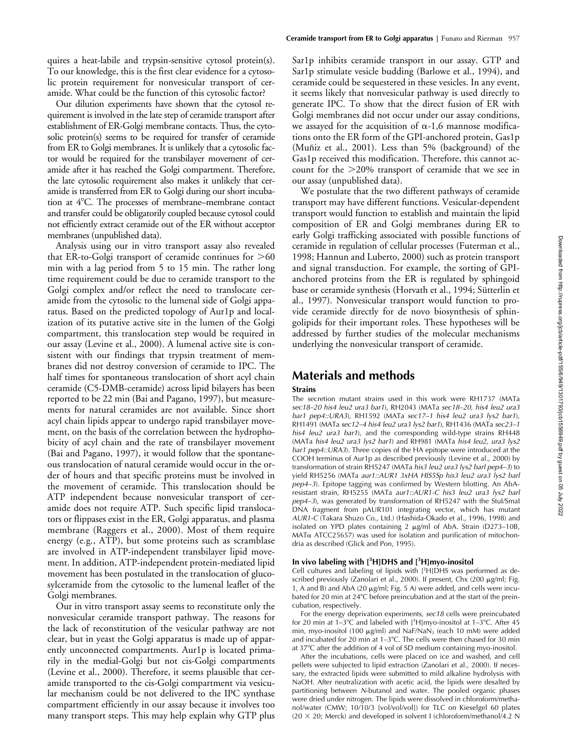quires a heat-labile and trypsin-sensitive cytosol protein(s). To our knowledge, this is the first clear evidence for a cytosolic protein requirement for nonvesicular transport of ceramide. What could be the function of this cytosolic factor?

Our dilution experiments have shown that the cytosol requirement is involved in the late step of ceramide transport after establishment of ER-Golgi membrane contacts. Thus, the cytosolic protein(s) seems to be required for transfer of ceramide from ER to Golgi membranes. It is unlikely that a cytosolic factor would be required for the transbilayer movement of ceramide after it has reached the Golgi compartment. Therefore, the late cytosolic requirement also makes it unlikely that ceramide is transferred from ER to Golgi during our short incubation at 4°C. The processes of membrane–membrane contact and transfer could be obligatorily coupled because cytosol could not efficiently extract ceramide out of the ER without acceptor membranes (unpublished data).

Analysis using our in vitro transport assay also revealed that ER-to-Golgi transport of ceramide continues for >60 min with a lag period from 5 to 15 min. The rather long time requirement could be due to ceramide transport to the Golgi complex and/or reflect the need to translocate ceramide from the cytosolic to the lumenal side of Golgi apparatus. Based on the predicted topology of Aur1p and localization of its putative active site in the lumen of the Golgi compartment, this translocation step would be required in our assay (Levine et al., 2000). A lumenal active site is consistent with our findings that trypsin treatment of membranes did not destroy conversion of ceramide to IPC. The half times for spontaneous translocation of short acyl chain ceramide (C5-DMB-ceramide) across lipid bilayers has been reported to be 22 min (Bai and Pagano, 1997), but measurements for natural ceramides are not available. Since short acyl chain lipids appear to undergo rapid transbilayer movement, on the basis of the correlation between the hydrophobicity of acyl chain and the rate of transbilayer movement (Bai and Pagano, 1997), it would follow that the spontaneous translocation of natural ceramide would occur in the order of hours and that specific proteins must be involved in the movement of ceramide. This translocation should be ATP independent because nonvesicular transport of ceramide does not require ATP. Such specific lipid translocators or flippases exist in the ER, Golgi apparatus, and plasma membrane (Raggers et al., 2000). Most of them require energy (e.g., ATP), but some proteins such as scramblase are involved in ATP-independent transbilayer lipid movement. In addition, ATP-independent protein-mediated lipid movement has been postulated in the translocation of glucosylceramide from the cytosolic to the lumenal leaflet of the Golgi membranes.

Our in vitro transport assay seems to reconstitute only the nonvesicular ceramide transport pathway. The reasons for the lack of reconstitution of the vesicular pathway are not clear, but in yeast the Golgi apparatus is made up of apparently unconnected compartments. Aur1p is located primarily in the medial-Golgi but not cis-Golgi compartments (Levine et al., 2000). Therefore, it seems plausible that ceramide transported to the cis-Golgi compartment via vesicular mechanism could be not delivered to the IPC synthase compartment efficiently in our assay because it involves too many transport steps. This may help explain why GTP plus Sar1p inhibits ceramide transport in our assay. GTP and Sar1p stimulate vesicle budding (Barlowe et al., 1994), and ceramide could be sequestered in these vesicles. In any event, it seems likely that nonvesicular pathway is used directly to generate IPC. To show that the direct fusion of ER with Golgi membranes did not occur under our assay conditions, we assayed for the acquisition of α-1,6 mannose modifications onto the ER form of the GPI-anchored protein, Gas1p (Muñiz et al., 2001). Less than 5% (background) of the Gas1p received this modification. Therefore, this cannot account for the >20% transport of ceramide that we see in our assay (unpublished data).

We postulate that the two different pathways of ceramide transport may have different functions. Vesicular-dependent transport would function to establish and maintain the lipid composition of ER and Golgi membranes during ER to early Golgi trafficking associated with possible functions of ceramide in regulation of cellular processes (Futerman et al., 1998; Hannun and Luberto, 2000) such as protein transport and signal transduction. For example, the sorting of GPI-anchored proteins from the ER is regulated by sphingoid base or ceramide synthesis (Horvath et al., 1994; Sütterlin et al., 1997). Nonvesicular transport would function to provide ceramide directly for de novo biosynthesis of sphingolipids for their important roles. These hypotheses will be addressed by further studies of the molecular mechanisms underlying the nonvesicular transport of ceramide.

## Materials and methods

### Strains

The secretion mutant strains used in this work were RH1737 (MATa *sec18–20 his4 leu2 ura3 bar1*), RH2043 (MATa *sec18–20, his4 leu2 ura3 bar1 pep4::URA3*), RH1592 (MATa *sec17–1 his4 leu2 ura3 lys2 bar1*), RH1491 (MATa *sec12–4 his4 leu2 ura3 lys2 bar1*), RH1436 (MATa *sec23–1 his4 leu2 ura3 bar1*), and the corresponding wild-type strains RH448 (MATa *his4 leu2 ura3 lys2 bar1*) and RH981 (MATa *his4 leu2, ura3 lys2 bar1 pep4::URA3*). Three copies of the HA epitope were introduced at the COOH terminus of Aur1p as described previously (Levine et al., 2000) by transformation of strain RH5247 (MATa *his3 leu2 ura3 lys2 barl pep4–3*) to yield RH5256 (MATa *aur1::AUR1 3xHA HIS5Sp his3 leu2 ura3 lys2 barl pep4–3*). Epitope tagging was confirmed by Western blotting. An AbA-resistant strain, RH5255 (MATa *aur1::AUR1-C his3 leu2 ura3 lys2 barl pep4–3*), was generated by transformation of RH5247 with the StuI/SmaI DNA fragment from pAUR101 integrating vector, which has mutant *AUR1-C* (Takara Shuzo Co., Ltd.) (Hashida-Okado et al., 1996, 1998) and isolated on YPD plates containing 2 μg/ml of AbA. Strain (D273–10B, MATα ATCC25657) was used for isolation and purification of mitochondria as described (Glick and Pon, 1995).

### In vivo labeling with [³H]DHS and [³H]myo-inositol

Cell cultures and labeling of lipids with [³H]DHS was performed as described previously (Zanolari et al., 2000). If present, Chx (200 μg/ml; Fig. 1, A and B) and AbA (20 μg/ml; Fig. 5 A) were added, and cells were incubated for 20 min at 24°C before preincubation and at the start of the preincubation, respectively.

For the energy deprivation experiments, *sec18* cells were preincubated for 20 min at 1–3°C and labeled with [³H]myo-inositol at 1–3°C. After 45 min, myo-inositol (100 μg/ml) and NaF/NaN₃ (each 10 mM) were added and incubated for 20 min at 1–3°C. The cells were then chased for 30 min at 37°C after the addition of 4 vol of SD medium containing myo-inositol.

After the incubations, cells were placed on ice and washed, and cell pellets were subjected to lipid extraction (Zanolari et al., 2000). If necessary, the extracted lipids were submitted to mild alkaline hydrolysis with NaOH. After neutralization with acetic acid, the lipids were desalted by partitioning between *N*-butanol and water. The pooled organic phases were dried under nitrogen. The lipids were dissolved in chloroform/methanol/water (CMW; 10/10/3 [vol/vol/vol]) for TLC on Kieselgel 60 plates (20 × 20; Merck) and developed in solvent I (chloroform/methanol/4.2 N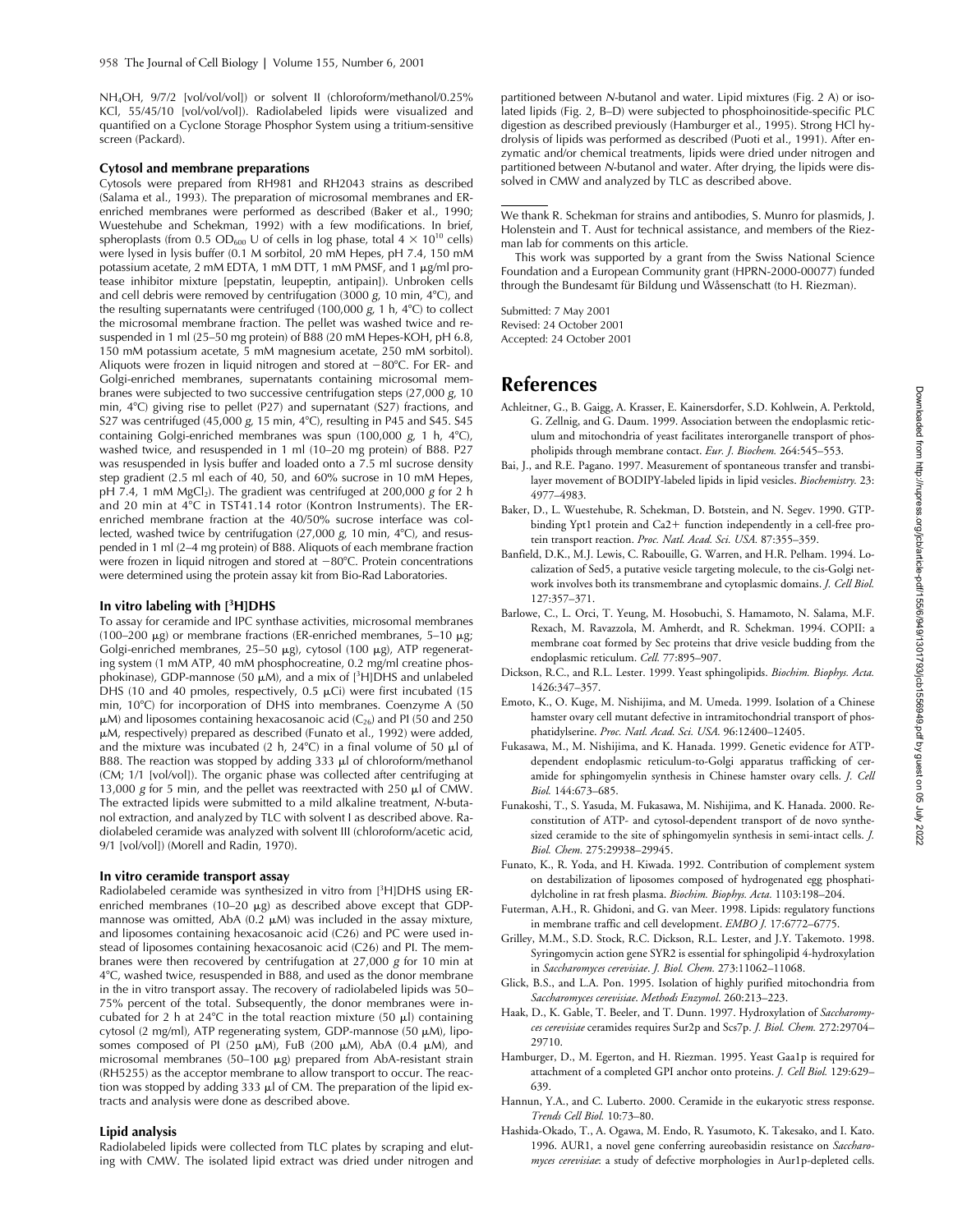$NH_4OH$, 9/7/2 [vol/vol/vol]) or solvent II (chloroform/methanol/0.25% KCl, 55/45/10 [vol/vol/vol]). Radiolabeled lipids were visualized and quantified on a Cyclone Storage Phosphor System using a tritium-sensitive screen (Packard).

### Cytosol and membrane preparations

Cytosols were prepared from RH981 and RH2043 strains as described (Salama et al., 1993). The preparation of microsomal membranes and ER-enriched membranes were performed as described (Baker et al., 1990; Wuestehube and Schekman, 1992) with a few modifications. In brief, spheroplasts (from 0.5 $OD_{600}$ U of cells in log phase, total $4 \times 10^{10}$ cells) were lysed in lysis buffer (0.1 M sorbitol, 20 mM Hepes, pH 7.4, 150 mM potassium acetate, 2 mM EDTA, 1 mM DTT, 1 mM PMSF, and 1 μg/ml protease inhibitor mixture [pepstatin, leupeptin, antipain]). Unbroken cells and cell debris were removed by centrifugation (3000 *g*, 10 min, 4°C), and the resulting supernatants were centrifuged (100,000 *g*, 1 h, 4°C) to collect the microsomal membrane fraction. The pellet was washed twice and resuspended in 1 ml (25–50 mg protein) of B88 (20 mM Hepes-KOH, pH 6.8, 150 mM potassium acetate, 5 mM magnesium acetate, 250 mM sorbitol). Aliquots were frozen in liquid nitrogen and stored at −80°C. For ER- and Golgi-enriched membranes, supernatants containing microsomal membranes were subjected to two successive centrifugation steps (27,000 *g*, 10 min, 4°C) giving rise to pellet (P27) and supernatant (S27) fractions, and S27 was centrifuged (45,000 *g*, 15 min, 4°C), resulting in P45 and S45. S45 containing Golgi-enriched membranes was spun (100,000 *g*, 1 h, 4°C), washed twice, and resuspended in 1 ml (10–20 mg protein) of B88. P27 was resuspended in lysis buffer and loaded onto a 7.5 ml sucrose density step gradient (2.5 ml each of 40, 50, and 60% sucrose in 10 mM Hepes, pH 7.4, 1 mM $MgCl_2$). The gradient was centrifuged at 200,000 *g* for 2 h and 20 min at 4°C in TST41.14 rotor (Kontron Instruments). The ER-enriched membrane fraction at the 40/50% sucrose interface was collected, washed twice by centrifugation (27,000 *g*, 10 min, 4°C), and resuspended in 1 ml (2–4 mg protein) of B88. Aliquots of each membrane fraction were frozen in liquid nitrogen and stored at −80°C. Protein concentrations were determined using the protein assay kit from Bio-Rad Laboratories.

### In vitro labeling with [$^3$H]DHS

To assay for ceramide and IPC synthase activities, microsomal membranes (100–200 μg) or membrane fractions (ER-enriched membranes, 5–10 μg; Golgi-enriched membranes, 25–50 μg), cytosol (100 μg), ATP regenerating system (1 mM ATP, 40 mM phosphocreatine, 0.2 mg/ml creatine phosphokinase), GDP-mannose (50 μM), and a mix of [$^3$H]DHS and unlabeled DHS (10 and 40 pmoles, respectively, 0.5 μCi) were first incubated (15 min, 10°C) for incorporation of DHS into membranes. Coenzyme A (50 μM) and liposomes containing hexacosanoic acid ($C_{26}$) and PI (50 and 250 μM, respectively) prepared as described (Funato et al., 1992) were added, and the mixture was incubated (2 h, 24°C) in a final volume of 50 μl of B88. The reaction was stopped by adding 333 μl of chloroform/methanol (CM; 1/1 [vol/vol]). The organic phase was collected after centrifuging at 13,000 *g* for 5 min, and the pellet was reextracted with 250 μl of CMW. The extracted lipids were submitted to a mild alkaline treatment, *N*-butanol extraction, and analyzed by TLC with solvent I as described above. Radiolabeled ceramide was analyzed with solvent III (chloroform/acetic acid, 9/1 [vol/vol]) (Morell and Radin, 1970).

### In vitro ceramide transport assay

Radiolabeled ceramide was synthesized in vitro from [$^3$H]DHS using ER-enriched membranes (10–20 μg) as described above except that GDP-mannose was omitted, AbA (0.2 μM) was included in the assay mixture, and liposomes containing hexacosanoic acid (C26) and PC were used instead of liposomes containing hexacosanoic acid (C26) and PI. The membranes were then recovered by centrifugation at 27,000 *g* for 10 min at 4°C, washed twice, resuspended in B88, and used as the donor membrane in the in vitro transport assay. The recovery of radiolabeled lipids was 50–75% percent of the total. Subsequently, the donor membranes were incubated for 2 h at 24°C in the total reaction mixture (50 μl) containing cytosol (2 mg/ml), ATP regenerating system, GDP-mannose (50 μM), liposomes composed of PI (250 μM), FuB (200 μM), AbA (0.4 μM), and microsomal membranes (50–100 μg) prepared from AbA-resistant strain (RH5255) as the acceptor membrane to allow transport to occur. The reaction was stopped by adding 333 μl of CM. The preparation of the lipid extracts and analysis were done as described above.

### Lipid analysis

Radiolabeled lipids were collected from TLC plates by scraping and eluting with CMW. The isolated lipid extract was dried under nitrogen and partitioned between *N*-butanol and water. Lipid mixtures (Fig. 2 A) or isolated lipids (Fig. 2, B–D) were subjected to phosphoinositide-specific PLC digestion as described previously (Hamburger et al., 1995). Strong HCl hydrolysis of lipids was performed as described (Puoti et al., 1991). After enzymatic and/or chemical treatments, lipids were dried under nitrogen and partitioned between *N*-butanol and water. After drying, the lipids were dissolved in CMW and analyzed by TLC as described above.

---

We thank R. Schekman for strains and antibodies, S. Munro for plasmids, J. Holenstein and T. Aust for technical assistance, and members of the Riezman lab for comments on this article.

This work was supported by a grant from the Swiss National Science Foundation and a European Community grant (HPRN-2000-00077) funded through the Bundesamt für Bildung und Wåssenschatt (to H. Riezman).

Submitted: 7 May 2001
Revised: 24 October 2001
Accepted: 24 October 2001

# References

Achleitner, G., B. Gaigg, A. Krasser, E. Kainersdorfer, S.D. Kohlwein, A. Perktold, G. Zellnig, and G. Daum. 1999. Association between the endoplasmic reticulum and mitochondria of yeast facilitates interorganelle transport of phospholipids through membrane contact. *Eur. J. Biochem.* 264:545–553.

Bai, J., and R.E. Pagano. 1997. Measurement of spontaneous transfer and transbilayer movement of BODIPY-labeled lipids in lipid vesicles. *Biochemistry.* 23: 4977–4983.

Baker, D., L. Wuestehube, R. Schekman, D. Botstein, and N. Segev. 1990. GTP-binding Ypt1 protein and Ca2+ function independently in a cell-free protein transport reaction. *Proc. Natl. Acad. Sci. USA.* 87:355–359.

Banfield, D.K., M.J. Lewis, C. Rabouille, G. Warren, and H.R. Pelham. 1994. Localization of Sed5, a putative vesicle targeting molecule, to the cis-Golgi network involves both its transmembrane and cytoplasmic domains. *J. Cell Biol.* 127:357–371.

Barlowe, C., L. Orci, T. Yeung, M. Hosobuchi, S. Hamamoto, N. Salama, M.F. Rexach, M. Ravazzola, M. Amherdt, and R. Schekman. 1994. COPII: a membrane coat formed by Sec proteins that drive vesicle budding from the endoplasmic reticulum. *Cell.* 77:895–907.

Dickson, R.C., and R.L. Lester. 1999. Yeast sphingolipids. *Biochim. Biophys. Acta.* 1426:347–357.

Emoto, K., O. Kuge, M. Nishijima, and M. Umeda. 1999. Isolation of a Chinese hamster ovary cell mutant defective in intramitochondrial transport of phosphatidylserine. *Proc. Natl. Acad. Sci. USA.* 96:12400–12405.

Fukasawa, M., M. Nishijima, and K. Hanada. 1999. Genetic evidence for ATP-dependent endoplasmic reticulum-to-Golgi apparatus trafficking of ceramide for sphingomyelin synthesis in Chinese hamster ovary cells. *J. Cell Biol.* 144:673–685.

Funakoshi, T., S. Yasuda, M. Fukasawa, M. Nishijima, and K. Hanada. 2000. Reconstitution of ATP- and cytosol-dependent transport of de novo synthesized ceramide to the site of sphingomyelin synthesis in semi-intact cells. *J. Biol. Chem.* 275:29938–29945.

Funato, K., R. Yoda, and H. Kiwada. 1992. Contribution of complement system on destabilization of liposomes composed of hydrogenated egg phosphatidylcholine in rat fresh plasma. *Biochim. Biophys. Acta.* 1103:198–204.

Futerman, A.H., R. Ghidoni, and G. van Meer. 1998. Lipids: regulatory functions in membrane traffic and cell development. *EMBO J.* 17:6772–6775.

Grilley, M.M., S.D. Stock, R.C. Dickson, R.L. Lester, and J.Y. Takemoto. 1998. Syringomycin action gene SYR2 is essential for sphingolipid 4-hydroxylation in *Saccharomyces cerevisiae*. *J. Biol. Chem.* 273:11062–11068.

Glick, B.S., and L.A. Pon. 1995. Isolation of highly purified mitochondria from *Saccharomyces cerevisiae*. *Methods Enzymol.* 260:213–223.

Haak, D., K. Gable, T. Beeler, and T. Dunn. 1997. Hydroxylation of *Saccharomyces cerevisiae* ceramides requires Sur2p and Scs7p. *J. Biol. Chem.* 272:29704–29710.

Hamburger, D., M. Egerton, and H. Riezman. 1995. Yeast Gaa1p is required for attachment of a completed GPI anchor onto proteins. *J. Cell Biol.* 129:629–639.

Hannun, Y.A., and C. Luberto. 2000. Ceramide in the eukaryotic stress response. *Trends Cell Biol.* 10:73–80.

Hashida-Okado, T., A. Ogawa, M. Endo, R. Yasumoto, K. Takesako, and I. Kato. 1996. AUR1, a novel gene conferring aureobasidin resistance on *Saccharomyces cerevisiae*: a study of defective morphologies in Aur1p-depleted cells.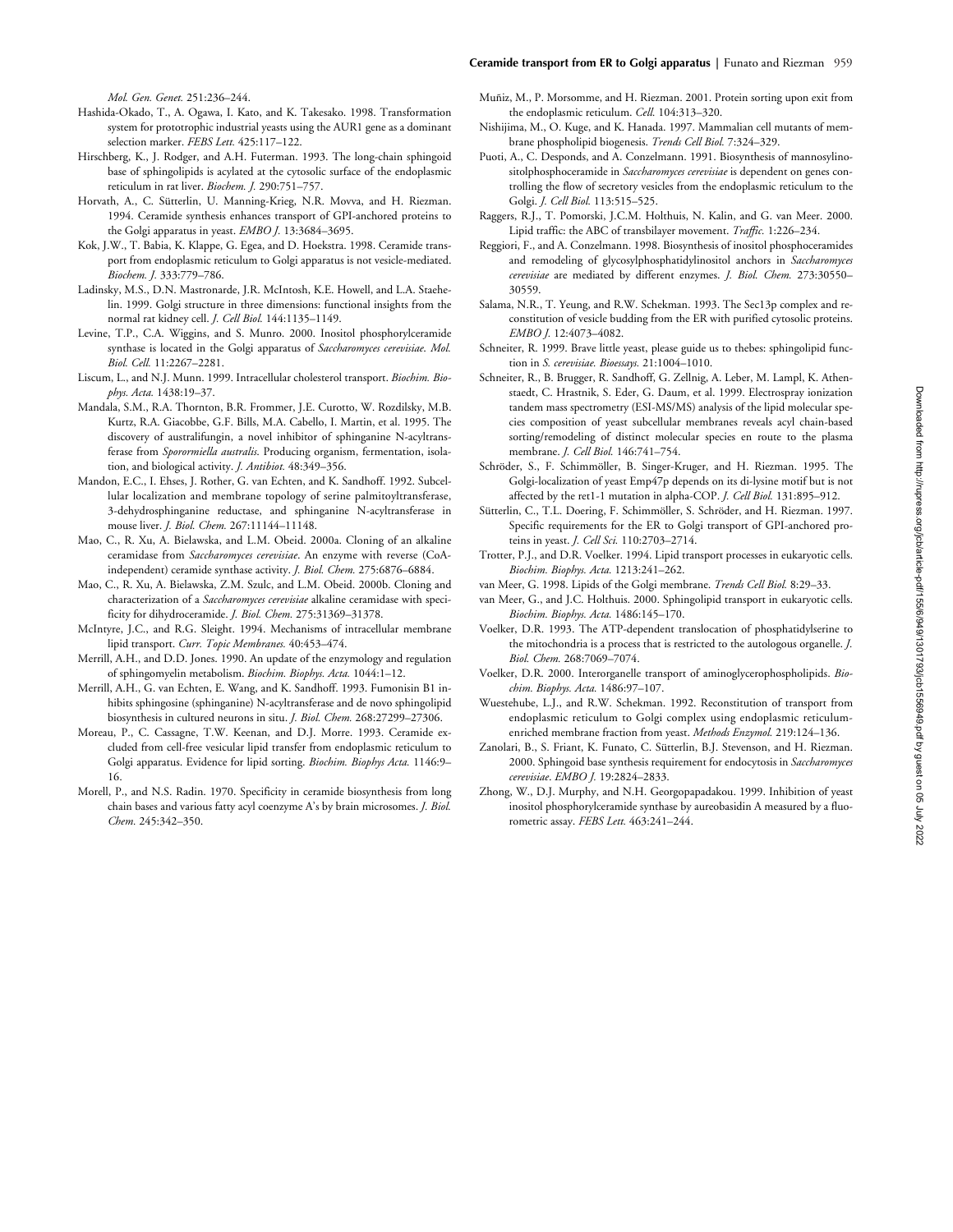*Mol. Gen. Genet.* 251:236–244.

Hashida-Okado, T., A. Ogawa, I. Kato, and K. Takesako. 1998. Transformation system for prototrophic industrial yeasts using the AUR1 gene as a dominant selection marker. *FEBS Lett.* 425:117–122.

Hirschberg, K., J. Rodger, and A.H. Futerman. 1993. The long-chain sphingoid base of sphingolipids is acylated at the cytosolic surface of the endoplasmic reticulum in rat liver. *Biochem. J.* 290:751–757.

Horvath, A., C. Sütterlin, U. Manning-Krieg, N.R. Movva, and H. Riezman. 1994. Ceramide synthesis enhances transport of GPI-anchored proteins to the Golgi apparatus in yeast. *EMBO J.* 13:3684–3695.

Kok, J.W., T. Babia, K. Klappe, G. Egea, and D. Hoekstra. 1998. Ceramide transport from endoplasmic reticulum to Golgi apparatus is not vesicle-mediated. *Biochem. J.* 333:779–786.

Ladinsky, M.S., D.N. Mastronarde, J.R. McIntosh, K.E. Howell, and L.A. Staehelin. 1999. Golgi structure in three dimensions: functional insights from the normal rat kidney cell. *J. Cell Biol.* 144:1135–1149.

Levine, T.P., C.A. Wiggins, and S. Munro. 2000. Inositol phosphorylceramide synthase is located in the Golgi apparatus of *Saccharomyces cerevisiae*. *Mol. Biol. Cell.* 11:2267–2281.

Liscum, L., and N.J. Munn. 1999. Intracellular cholesterol transport. *Biochim. Biophys. Acta.* 1438:19–37.

Mandala, S.M., R.A. Thornton, B.R. Frommer, J.E. Curotto, W. Rozdilsky, M.B. Kurtz, R.A. Giacobbe, G.F. Bills, M.A. Cabello, I. Martin, et al. 1995. The discovery of australifungin, a novel inhibitor of sphinganine N-acyltransferase from *Sporormiella australis*. Producing organism, fermentation, isolation, and biological activity. *J. Antibiot.* 48:349–356.

Mandon, E.C., I. Ehses, J. Rother, G. van Echten, and K. Sandhoff. 1992. Subcellular localization and membrane topology of serine palmitoyltransferase, 3-dehydrosphinganine reductase, and sphinganine N-acyltransferase in mouse liver. *J. Biol. Chem.* 267:11144–11148.

Mao, C., R. Xu, A. Bielawska, and L.M. Obeid. 2000a. Cloning of an alkaline ceramidase from *Saccharomyces cerevisiae*. An enzyme with reverse (CoA-independent) ceramide synthase activity. *J. Biol. Chem.* 275:6876–6884.

Mao, C., R. Xu, A. Bielawska, Z.M. Szulc, and L.M. Obeid. 2000b. Cloning and characterization of a *Saccharomyces cerevisiae* alkaline ceramidase with specificity for dihydroceramide. *J. Biol. Chem.* 275:31369–31378.

McIntyre, J.C., and R.G. Sleight. 1994. Mechanisms of intracellular membrane lipid transport. *Curr. Topic Membranes.* 40:453–474.

Merrill, A.H., and D.D. Jones. 1990. An update of the enzymology and regulation of sphingomyelin metabolism. *Biochim. Biophys. Acta.* 1044:1–12.

Merrill, A.H., G. van Echten, E. Wang, and K. Sandhoff. 1993. Fumonisin B1 inhibits sphingosine (sphinganine) N-acyltransferase and de novo sphingolipid biosynthesis in cultured neurons in situ. *J. Biol. Chem.* 268:27299–27306.

Moreau, P., C. Cassagne, T.W. Keenan, and D.J. Morre. 1993. Ceramide excluded from cell-free vesicular lipid transfer from endoplasmic reticulum to Golgi apparatus. Evidence for lipid sorting. *Biochim. Biophys Acta.* 1146:9–16.

Morell, P., and N.S. Radin. 1970. Specificity in ceramide biosynthesis from long chain bases and various fatty acyl coenzyme A's by brain microsomes. *J. Biol. Chem.* 245:342–350.

Muñiz, M., P. Morsomme, and H. Riezman. 2001. Protein sorting upon exit from the endoplasmic reticulum. *Cell.* 104:313–320.

Nishijima, M., O. Kuge, and K. Hanada. 1997. Mammalian cell mutants of membrane phospholipid biogenesis. *Trends Cell Biol.* 7:324–329.

Puoti, A., C. Desponds, and A. Conzelmann. 1991. Biosynthesis of mannosylinositolphosphoceramide in *Saccharomyces cerevisiae* is dependent on genes controlling the flow of secretory vesicles from the endoplasmic reticulum to the Golgi. *J. Cell Biol.* 113:515–525.

Raggers, R.J., T. Pomorski, J.C.M. Holthuis, N. Kalin, and G. van Meer. 2000. Lipid traffic: the ABC of transbilayer movement. *Traffic.* 1:226–234.

Reggiori, F., and A. Conzelmann. 1998. Biosynthesis of inositol phosphoceramides and remodeling of glycosylphosphatidylinositol anchors in *Saccharomyces cerevisiae* are mediated by different enzymes. *J. Biol. Chem.* 273:30550–30559.

Salama, N.R., T. Yeung, and R.W. Schekman. 1993. The Sec13p complex and reconstitution of vesicle budding from the ER with purified cytosolic proteins. *EMBO J.* 12:4073–4082.

Schneiter, R. 1999. Brave little yeast, please guide us to thebes: sphingolipid function in *S. cerevisiae*. *Bioessays.* 21:1004–1010.

Schneiter, R., B. Brugger, R. Sandhoff, G. Zellnig, A. Leber, M. Lampl, K. Athenstaedt, C. Hrastnik, S. Eder, G. Daum, et al. 1999. Electrospray ionization tandem mass spectrometry (ESI-MS/MS) analysis of the lipid molecular species composition of yeast subcellular membranes reveals acyl chain-based sorting/remodeling of distinct molecular species en route to the plasma membrane. *J. Cell Biol.* 146:741–754.

Schröder, S., F. Schimmöller, B. Singer-Kruger, and H. Riezman. 1995. The Golgi-localization of yeast Emp47p depends on its di-lysine motif but is not affected by the ret1-1 mutation in alpha-COP. *J. Cell Biol.* 131:895–912.

Sütterlin, C., T.L. Doering, F. Schimmöller, S. Schröder, and H. Riezman. 1997. Specific requirements for the ER to Golgi transport of GPI-anchored proteins in yeast. *J. Cell Sci.* 110:2703–2714.

Trotter, P.J., and D.R. Voelker. 1994. Lipid transport processes in eukaryotic cells. *Biochim. Biophys. Acta.* 1213:241–262.

van Meer, G. 1998. Lipids of the Golgi membrane. *Trends Cell Biol.* 8:29–33.

van Meer, G., and J.C. Holthuis. 2000. Sphingolipid transport in eukaryotic cells. *Biochim. Biophys. Acta.* 1486:145–170.

Voelker, D.R. 1993. The ATP-dependent translocation of phosphatidylserine to the mitochondria is a process that is restricted to the autologous organelle. *J. Biol. Chem.* 268:7069–7074.

Voelker, D.R. 2000. Interorganelle transport of aminoglycerophospholipids. *Biochim. Biophys. Acta.* 1486:97–107.

Wuestehube, L.J., and R.W. Schekman. 1992. Reconstitution of transport from endoplasmic reticulum to Golgi complex using endoplasmic reticulum-enriched membrane fraction from yeast. *Methods Enzymol.* 219:124–136.

Zanolari, B., S. Friant, K. Funato, C. Sütterlin, B.J. Stevenson, and H. Riezman. 2000. Sphingoid base synthesis requirement for endocytosis in *Saccharomyces cerevisiae*. *EMBO J.* 19:2824–2833.

Zhong, W., D.J. Murphy, and N.H. Georgopapadakou. 1999. Inhibition of yeast inositol phosphorylceramide synthase by aureobasidin A measured by a fluorometric assay. *FEBS Lett.* 463:241–244.